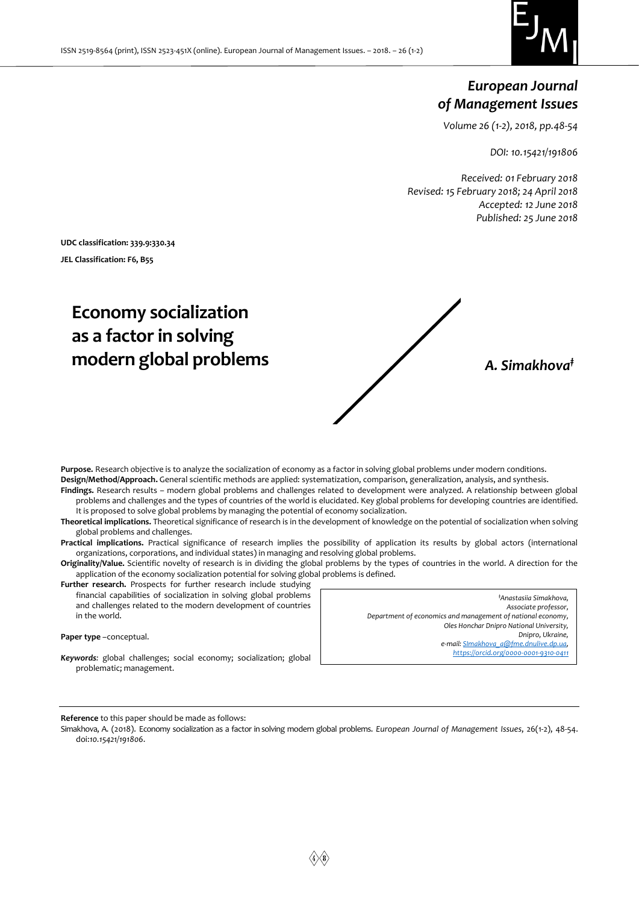# European Journal of Management Issues

*Volume 26 (1-2), 2018, pp.48-54*

*DOI: 10.15421/191806*

*Received: 01 February 2018*
*Revised: 15 February 2018; 24 April 2018*
*Accepted: 12 June 2018*
*Published: 25 June 2018*

**UDC classification: 339.9:330.34**

**JEL Classification: F6, B55**

# Economy socialization as a factor in solving modern global problems

***A. Simakhova*[‡]**

**Purpose.** Research objective is to analyze the socialization of economy as a factor in solving global problems under modern conditions.

**Design/Method/Approach.** General scientific methods are applied: systematization, comparison, generalization, analysis, and synthesis.

**Findings.** Research results – modern global problems and challenges related to development were analyzed. A relationship between global problems and challenges and the types of countries of the world is elucidated. Key global problems for developing countries are identified. It is proposed to solve global problems by managing the potential of economy socialization.

**Theoretical implications.** Theoretical significance of research is in the development of knowledge on the potential of socialization when solving global problems and challenges.

**Practical implications.** Practical significance of research implies the possibility of application its results by global actors (international organizations, corporations, and individual states) in managing and resolving global problems.

**Originality/Value.** Scientific novelty of research is in dividing the global problems by the types of countries in the world. A direction for the application of the economy socialization potential for solving global problems is defined.

**Further research.** Prospects for further research include studying financial capabilities of socialization in solving global problems and challenges related to the modern development of countries in the world.

**Paper type** –conceptual.

*Keywords*: global challenges; social economy; socialization; global problematic; management.

*[‡]Anastasiia Simakhova,*
*Associate professor,*
*Department of economics and management of national economy,*
*Oles Honchar Dnipro National University,*
*Dnipro, Ukraine,*
*e-mail: Simakhova_a@fme.dnulive.dp.ua,*
*https://orcid.org/0000-0001-9310-0411*

**Reference** to this paper should be made as follows:

Simakhova, A. (2018). Economy socialization as a factor in solving modern global problems. *European Journal of Management Issues*, 26(1-2), 48-54. doi:*10.15421/191806*.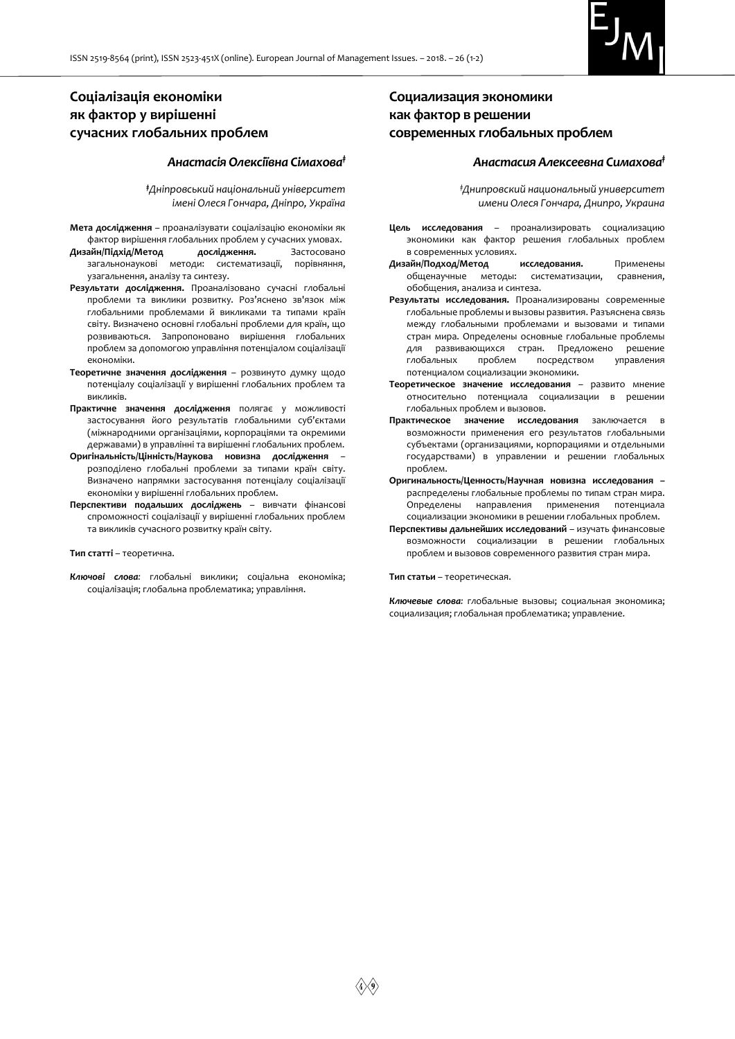## Соціалізація економіки як фактор у вирішенні сучасних глобальних проблем

### *Анастасія Олексіївна Сімахова*[‡]

*[‡]Дніпровський національний університет імені Олеся Гончара, Дніпро, Україна*

**Мета дослідження** – проаналізувати соціалізацію економіки як фактор вирішення глобальних проблем у сучасних умовах.

**Дизайн/Підхід/Метод дослідження.** Застосовано загальнонаукові методи: систематизації, порівняння, узагальнення, аналізу та синтезу.

**Результати дослідження.** Проаналізовано сучасні глобальні проблеми та виклики розвитку. Роз'яснено зв'язок між глобальними проблемами й викликами та типами країн світу. Визначено основні глобальні проблеми для країн, що розвиваються. Запропоновано вирішення глобальних проблем за допомогою управління потенціалом соціалізації економіки.

**Теоретичне значення дослідження** – розвинуто думку щодо потенціалу соціалізації у вирішенні глобальних проблем та викликів.

**Практичне значення дослідження** полягає у можливості застосування його результатів глобальними суб'єктами (міжнародними організаціями, корпораціями та окремими державами) в управлінні та вирішенні глобальних проблем.

**Оригінальність/Цінність/Наукова новизна дослідження** – розподілено глобальні проблеми за типами країн світу. Визначено напрямки застосування потенціалу соціалізації економіки у вирішенні глобальних проблем.

**Перспективи подальших досліджень** – вивчати фінансові спроможності соціалізації у вирішенні глобальних проблем та викликів сучасного розвитку країн світу.

**Тип статті** – теоретична.

***Ключові слова:*** глобальні виклики; соціальна економіка; соціалізація; глобальна проблематика; управління.

## Социализация экономики как фактор в решении современных глобальных проблем

### *Анастасия Алексеевна Симахова*[‡]

*[‡]Днипровский национальный университет имени Олеся Гончара, Днипро, Украина*

**Цель исследования** – проанализировать социализацию экономики как фактор решения глобальных проблем в современных условиях.

**Дизайн/Подход/Метод исследования.** Применены общенаучные методы: систематизации, сравнения, обобщения, анализа и синтеза.

**Результаты исследования.** Проанализированы современные глобальные проблемы и вызовы развития. Разъяснена связь между глобальными проблемами и вызовами и типами стран мира. Определены основные глобальные проблемы для развивающихся стран. Предложено решение глобальных проблем посредством управления потенциалом социализации экономики.

**Теоретическое значение исследования** – развито мнение относительно потенциала социализации в решении глобальных проблем и вызовов.

**Практическое значение исследования** заключается в возможности применения его результатов глобальными субъектами (организациями, корпорациями и отдельными государствами) в управлении и решении глобальных проблем.

**Оригинальность/Ценность/Научная новизна исследования** – распределены глобальные проблемы по типам стран мира. Определены направления применения потенциала социализации экономики в решении глобальных проблем.

**Перспективы дальнейших исследований** – изучать финансовые возможности социализации в решении глобальных проблем и вызовов современного развития стран мира.

**Тип статьи** – теоретическая.

***Ключевые слова:*** глобальные вызовы; социальная экономика; социализация; глобальная проблематика; управление.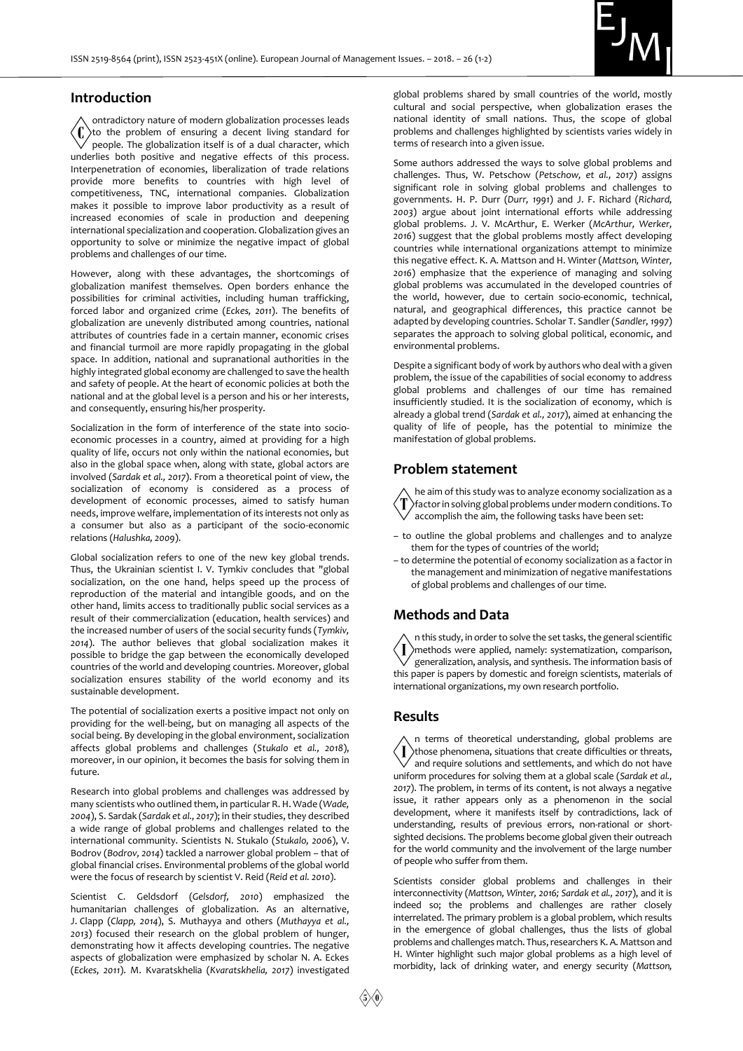## Introduction

Contradictory nature of modern globalization processes leads to the problem of ensuring a decent living standard for people. The globalization itself is of a dual character, which underlies both positive and negative effects of this process. Interpenetration of economies, liberalization of trade relations provide more benefits to countries with high level of competitiveness, TNC, international companies. Globalization makes it possible to improve labor productivity as a result of increased economies of scale in production and deepening international specialization and cooperation. Globalization gives an opportunity to solve or minimize the negative impact of global problems and challenges of our time.

However, along with these advantages, the shortcomings of globalization manifest themselves. Open borders enhance the possibilities for criminal activities, including human trafficking, forced labor and organized crime (*Eckes, 2011*). The benefits of globalization are unevenly distributed among countries, national attributes of countries fade in a certain manner, economic crises and financial turmoil are more rapidly propagating in the global space. In addition, national and supranational authorities in the highly integrated global economy are challenged to save the health and safety of people. At the heart of economic policies at both the national and at the global level is a person and his or her interests, and consequently, ensuring his/her prosperity.

Socialization in the form of interference of the state into socio-economic processes in a country, aimed at providing for a high quality of life, occurs not only within the national economies, but also in the global space when, along with state, global actors are involved (*Sardak et al., 2017*). From a theoretical point of view, the socialization of economy is considered as a process of development of economic processes, aimed to satisfy human needs, improve welfare, implementation of its interests not only as a consumer but also as a participant of the socio-economic relations (*Halushka, 2009*).

Global socialization refers to one of the new key global trends. Thus, the Ukrainian scientist I. V. Tymkiv concludes that "global socialization, on the one hand, helps speed up the process of reproduction of the material and intangible goods, and on the other hand, limits access to traditionally public social services as a result of their commercialization (education, health services) and the increased number of users of the social security funds (*Tymkiv, 2014*). The author believes that global socialization makes it possible to bridge the gap between the economically developed countries of the world and developing countries. Moreover, global socialization ensures stability of the world economy and its sustainable development.

The potential of socialization exerts a positive impact not only on providing for the well-being, but on managing all aspects of the social being. By developing in the global environment, socialization affects global problems and challenges (*Stukalo et al., 2018*), moreover, in our opinion, it becomes the basis for solving them in future.

Research into global problems and challenges was addressed by many scientists who outlined them, in particular R. H. Wade (*Wade, 2004*), S. Sardak (*Sardak et al., 2017*); in their studies, they described a wide range of global problems and challenges related to the international community. Scientists N. Stukalo (*Stukalo, 2006*), V. Bodrov (*Bodrov, 2014*) tackled a narrower global problem – that of global financial crises. Environmental problems of the global world were the focus of research by scientist V. Reid (*Reid et al. 2010*).

Scientist C. Geldsdorf (*Gelsdorf, 2010*) emphasized the humanitarian challenges of globalization. As an alternative, J. Clapp (*Clapp, 2014*), S. Muthayya and others (*Muthayya et al., 2013*) focused their research on the global problem of hunger, demonstrating how it affects developing countries. The negative aspects of globalization were emphasized by scholar N. A. Eckes (*Eckes, 2011*). M. Kvaratskhelia (*Kvaratskhelia, 2017*) investigated global problems shared by small countries of the world, mostly cultural and social perspective, when globalization erases the national identity of small nations. Thus, the scope of global problems and challenges highlighted by scientists varies widely in terms of research into a given issue.

Some authors addressed the ways to solve global problems and challenges. Thus, W. Petschow (*Petschow, et al., 2017*) assigns significant role in solving global problems and challenges to governments. H. P. Durr (*Durr, 1991*) and J. F. Richard (*Richard, 2003*) argue about joint international efforts while addressing global problems. J. V. McArthur, E. Werker (*McArthur, Werker, 2016*) suggest that the global problems mostly affect developing countries while international organizations attempt to minimize this negative effect. K. A. Mattson and H. Winter (*Mattson, Winter, 2016*) emphasize that the experience of managing and solving global problems was accumulated in the developed countries of the world, however, due to certain socio-economic, technical, natural, and geographical differences, this practice cannot be adapted by developing countries. Scholar T. Sandler (*Sandler, 1997*) separates the approach to solving global political, economic, and environmental problems.

Despite a significant body of work by authors who deal with a given problem, the issue of the capabilities of social economy to address global problems and challenges of our time has remained insufficiently studied. It is the socialization of economy, which is already a global trend (*Sardak et al., 2017*), aimed at enhancing the quality of life of people, has the potential to minimize the manifestation of global problems.

## Problem statement

The aim of this study was to analyze economy socialization as a factor in solving global problems under modern conditions. To accomplish the aim, the following tasks have been set:

– to outline the global problems and challenges and to analyze them for the types of countries of the world;
– to determine the potential of economy socialization as a factor in the management and minimization of negative manifestations of global problems and challenges of our time.

## Methods and Data

In this study, in order to solve the set tasks, the general scientific methods were applied, namely: systematization, comparison, generalization, analysis, and synthesis. The information basis of this paper is papers by domestic and foreign scientists, materials of international organizations, my own research portfolio.

## Results

In terms of theoretical understanding, global problems are those phenomena, situations that create difficulties or threats, and require solutions and settlements, and which do not have uniform procedures for solving them at a global scale (*Sardak et al., 2017*). The problem, in terms of its content, is not always a negative issue, it rather appears only as a phenomenon in the social development, where it manifests itself by contradictions, lack of understanding, results of previous errors, non-rational or short-sighted decisions. The problems become global given their outreach for the world community and the involvement of the large number of people who suffer from them.

Scientists consider global problems and challenges in their interconnectivity (*Mattson, Winter, 2016; Sardak et al., 2017*), and it is indeed so; the problems and challenges are rather closely interrelated. The primary problem is a global problem, which results in the emergence of global challenges, thus the lists of global problems and challenges match. Thus, researchers K. A. Mattson and H. Winter highlight such major global problems as a high level of morbidity, lack of drinking water, and energy security (*Mattson,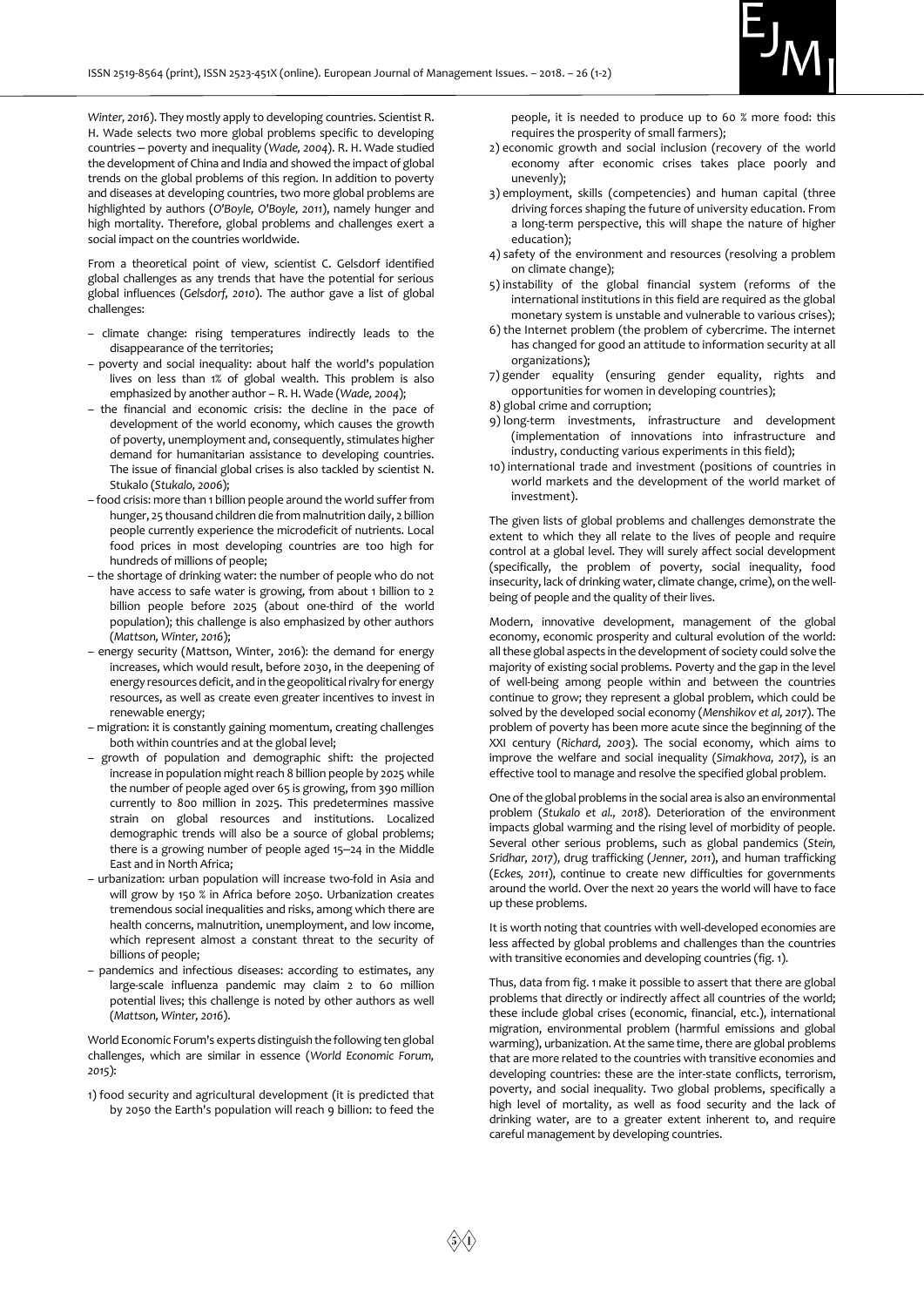*Winter, 2016*). They mostly apply to developing countries. Scientist R. H. Wade selects two more global problems specific to developing countries – poverty and inequality (*Wade, 2004*). R. H. Wade studied the development of China and India and showed the impact of global trends on the global problems of this region. In addition to poverty and diseases at developing countries, two more global problems are highlighted by authors (*O'Boyle, O'Boyle, 2011*), namely hunger and high mortality. Therefore, global problems and challenges exert a social impact on the countries worldwide.

From a theoretical point of view, scientist C. Gelsdorf identified global challenges as any trends that have the potential for serious global influences (*Gelsdorf, 2010*). The author gave a list of global challenges:

- climate change: rising temperatures indirectly leads to the disappearance of the territories;
- poverty and social inequality: about half the world's population lives on less than 1% of global wealth. This problem is also emphasized by another author – R. H. Wade (*Wade, 2004*);
- the financial and economic crisis: the decline in the pace of development of the world economy, which causes the growth of poverty, unemployment and, consequently, stimulates higher demand for humanitarian assistance to developing countries. The issue of financial global crises is also tackled by scientist N. Stukalo (*Stukalo, 2006*);
- food crisis: more than 1 billion people around the world suffer from hunger, 25 thousand children die from malnutrition daily, 2 billion people currently experience the microdeficit of nutrients. Local food prices in most developing countries are too high for hundreds of millions of people;
- the shortage of drinking water: the number of people who do not have access to safe water is growing, from about 1 billion to 2 billion people before 2025 (about one-third of the world population); this challenge is also emphasized by other authors (*Mattson, Winter, 2016*);
- energy security (Mattson, Winter, 2016): the demand for energy increases, which would result, before 2030, in the deepening of energy resources deficit, and in the geopolitical rivalry for energy resources, as well as create even greater incentives to invest in renewable energy;
- migration: it is constantly gaining momentum, creating challenges both within countries and at the global level;
- growth of population and demographic shift: the projected increase in population might reach 8 billion people by 2025 while the number of people aged over 65 is growing, from 390 million currently to 800 million in 2025. This predetermines massive strain on global resources and institutions. Localized demographic trends will also be a source of global problems; there is a growing number of people aged 15–24 in the Middle East and in North Africa;
- urbanization: urban population will increase two-fold in Asia and will grow by 150 % in Africa before 2050. Urbanization creates tremendous social inequalities and risks, among which there are health concerns, malnutrition, unemployment, and low income, which represent almost a constant threat to the security of billions of people;
- pandemics and infectious diseases: according to estimates, any large-scale influenza pandemic may claim 2 to 60 million potential lives; this challenge is noted by other authors as well (*Mattson, Winter, 2016*).

World Economic Forum's experts distinguish the following ten global challenges, which are similar in essence (*World Economic Forum, 2015*):

1) food security and agricultural development (it is predicted that by 2050 the Earth's population will reach 9 billion: to feed the people, it is needed to produce up to 60 % more food: this requires the prosperity of small farmers);
2) economic growth and social inclusion (recovery of the world economy after economic crises takes place poorly and unevenly);
3) employment, skills (competencies) and human capital (three driving forces shaping the future of university education. From a long-term perspective, this will shape the nature of higher education);
4) safety of the environment and resources (resolving a problem on climate change);
5) instability of the global financial system (reforms of the international institutions in this field are required as the global monetary system is unstable and vulnerable to various crises);
6) the Internet problem (the problem of cybercrime. The internet has changed for good an attitude to information security at all organizations);
7) gender equality (ensuring gender equality, rights and opportunities for women in developing countries);
8) global crime and corruption;
9) long-term investments, infrastructure and development (implementation of innovations into infrastructure and industry, conducting various experiments in this field);
10) international trade and investment (positions of countries in world markets and the development of the world market of investment).

The given lists of global problems and challenges demonstrate the extent to which they all relate to the lives of people and require control at a global level. They will surely affect social development (specifically, the problem of poverty, social inequality, food insecurity, lack of drinking water, climate change, crime), on the well-being of people and the quality of their lives.

Modern, innovative development, management of the global economy, economic prosperity and cultural evolution of the world: all these global aspects in the development of society could solve the majority of existing social problems. Poverty and the gap in the level of well-being among people within and between the countries continue to grow; they represent a global problem, which could be solved by the developed social economy (*Menshikov et al, 2017*). The problem of poverty has been more acute since the beginning of the XXI century (*Richard, 2003*). The social economy, which aims to improve the welfare and social inequality (*Simakhova, 2017*), is an effective tool to manage and resolve the specified global problem.

One of the global problems in the social area is also an environmental problem (*Stukalo et al., 2018*). Deterioration of the environment impacts global warming and the rising level of morbidity of people. Several other serious problems, such as global pandemics (*Stein, Sridhar, 2017*), drug trafficking (*Jenner, 2011*), and human trafficking (*Eckes, 2011*), continue to create new difficulties for governments around the world. Over the next 20 years the world will have to face up these problems.

It is worth noting that countries with well-developed economies are less affected by global problems and challenges than the countries with transitive economies and developing countries (fig. 1).

Thus, data from fig. 1 make it possible to assert that there are global problems that directly or indirectly affect all countries of the world; these include global crises (economic, financial, etc.), international migration, environmental problem (harmful emissions and global warming), urbanization. At the same time, there are global problems that are more related to the countries with transitive economies and developing countries: these are the inter-state conflicts, terrorism, poverty, and social inequality. Two global problems, specifically a high level of mortality, as well as food security and the lack of drinking water, are to a greater extent inherent to, and require careful management by developing countries.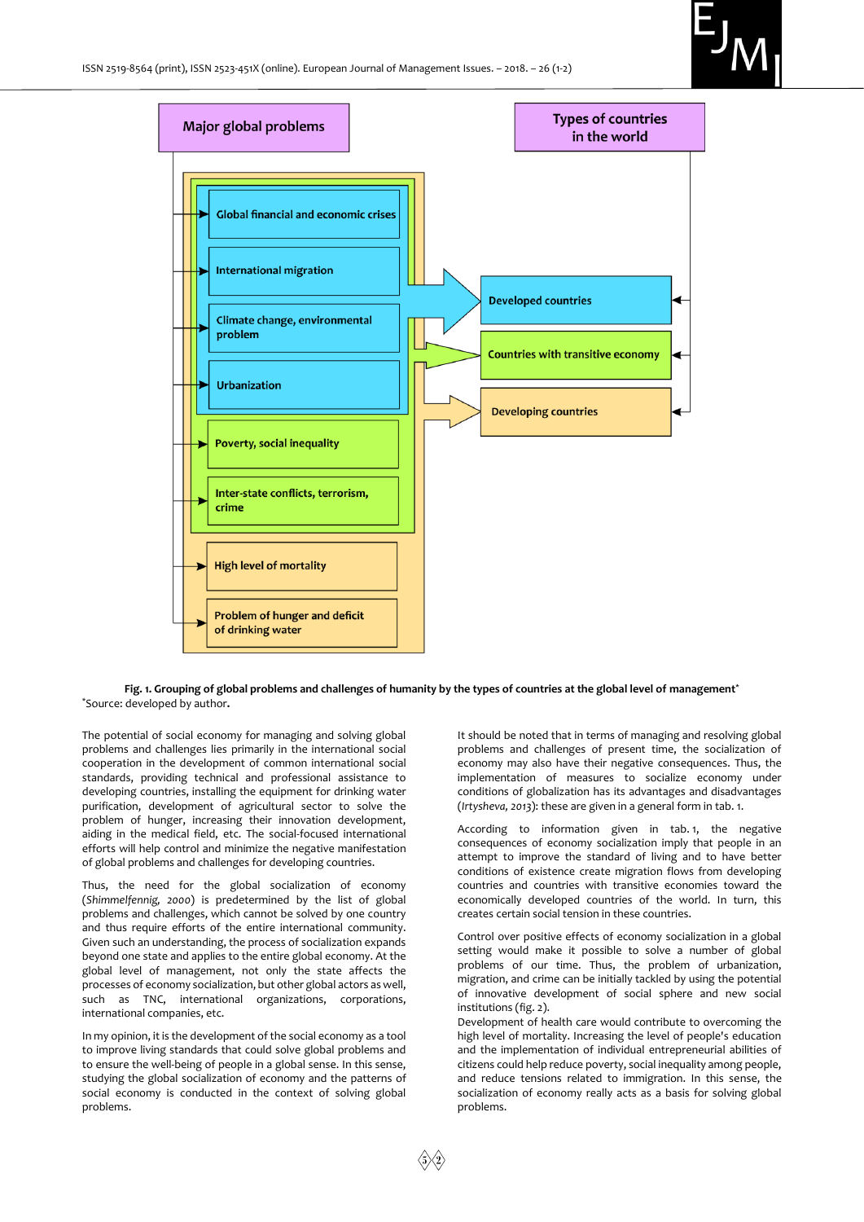Major global problems

Types of countries in the world

Global financial and economic crises

International migration

Climate change, environmental problem

Urbanization

Poverty, social inequality

Inter-state conflicts, terrorism, crime

High level of mortality

Problem of hunger and deficit of drinking water

Developed countries

Countries with transitive economy

Developing countries

**Fig. 1. Grouping of global problems and challenges of humanity by the types of countries at the global level of management***

*Source: developed by author.

The potential of social economy for managing and solving global problems and challenges lies primarily in the international social cooperation in the development of common international social standards, providing technical and professional assistance to developing countries, installing the equipment for drinking water purification, development of agricultural sector to solve the problem of hunger, increasing their innovation development, aiding in the medical field, etc. The social-focused international efforts will help control and minimize the negative manifestation of global problems and challenges for developing countries.

Thus, the need for the global socialization of economy (*Shimmelfennig, 2000*) is predetermined by the list of global problems and challenges, which cannot be solved by one country and thus require efforts of the entire international community. Given such an understanding, the process of socialization expands beyond one state and applies to the entire global economy. At the global level of management, not only the state affects the processes of economy socialization, but other global actors as well, such as TNC, international organizations, corporations, international companies, etc.

In my opinion, it is the development of the social economy as a tool to improve living standards that could solve global problems and to ensure the well-being of people in a global sense. In this sense, studying the global socialization of economy and the patterns of social economy is conducted in the context of solving global problems.

It should be noted that in terms of managing and resolving global problems and challenges of present time, the socialization of economy may also have their negative consequences. Thus, the implementation of measures to socialize economy under conditions of globalization has its advantages and disadvantages (*Irtysheva, 2013*): these are given in a general form in tab. 1.

According to information given in tab. 1, the negative consequences of economy socialization imply that people in an attempt to improve the standard of living and to have better conditions of existence create migration flows from developing countries and countries with transitive economies toward the economically developed countries of the world. In turn, this creates certain social tension in these countries.

Control over positive effects of economy socialization in a global setting would make it possible to solve a number of global problems of our time. Thus, the problem of urbanization, migration, and crime can be initially tackled by using the potential of innovative development of social sphere and new social institutions (fig. 2).

Development of health care would contribute to overcoming the high level of mortality. Increasing the level of people's education and the implementation of individual entrepreneurial abilities of citizens could help reduce poverty, social inequality among people, and reduce tensions related to immigration. In this sense, the socialization of economy really acts as a basis for solving global problems.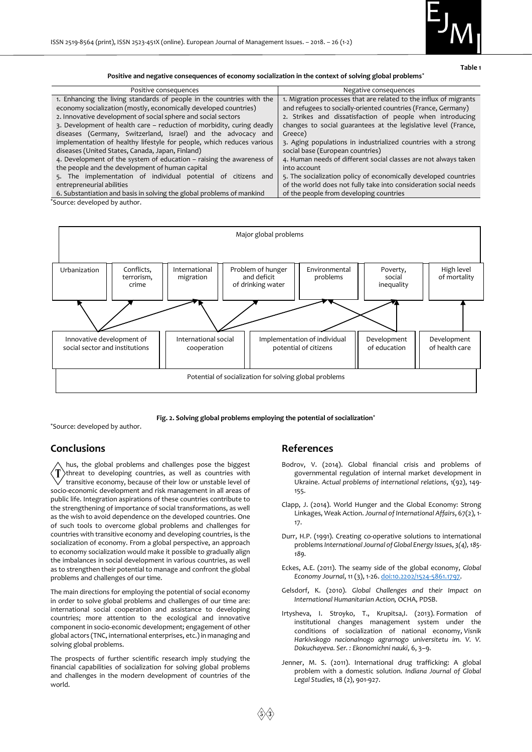Table 1

**Positive and negative consequences of economy socialization in the context of solving global problems***

| Positive consequences | Negative consequences |
|---|---|
| 1. Enhancing the living standards of people in the countries with the economy socialization (mostly, economically developed countries) | 1. Migration processes that are related to the influx of migrants and refugees to socially-oriented countries (France, Germany) |
| 2. Innovative development of social sphere and social sectors | 2. Strikes and dissatisfaction of people when introducing changes to social guarantees at the legislative level (France, Greece) |
| 3. Development of health care – reduction of morbidity, curing deadly diseases (Germany, Switzerland, Israel) and the advocacy and implementation of healthy lifestyle for people, which reduces various diseases (United States, Canada, Japan, Finland) | 3. Aging populations in industrialized countries with a strong social base (European countries) |
| 4. Development of the system of education – raising the awareness of the people and the development of human capital | 4. Human needs of different social classes are not always taken into account |
| 5. The implementation of individual potential of citizens and entrepreneurial abilities | 5. The socialization policy of economically developed countries of the world does not fully take into consideration social needs of the people from developing countries |
| 6. Substantiation and basis in solving the global problems of mankind | |

*Source: developed by author.

Major global problems: Urbanization; Conflicts, terrorism, crime; International migration; Problem of hunger and deficit of drinking water; Environmental problems; Poverty, social inequality; High level of mortality

Potential of socialization for solving global problems: Innovative development of social sector and institutions; International social cooperation; Implementation of individual potential of citizens; Development of education; Development of health care

**Fig. 2. Solving global problems employing the potential of socialization***

*Source: developed by author.

## Conclusions

Thus, the global problems and challenges pose the biggest threat to developing countries, as well as countries with transitive economy, because of their low or unstable level of socio-economic development and risk management in all areas of public life. Integration aspirations of these countries contribute to the strengthening of importance of social transformations, as well as the wish to avoid dependence on the developed countries. One of such tools to overcome global problems and challenges for countries with transitive economy and developing countries, is the socialization of economy. From a global perspective, an approach to economy socialization would make it possible to gradually align the imbalances in social development in various countries, as well as to strengthen their potential to manage and confront the global problems and challenges of our time.

The main directions for employing the potential of social economy in order to solve global problems and challenges of our time are: international social cooperation and assistance to developing countries; more attention to the ecological and innovative component in socio-economic development; engagement of other global actors (TNC, international enterprises, etc.) in managing and solving global problems.

The prospects of further scientific research imply studying the financial capabilities of socialization for solving global problems and challenges in the modern development of countries of the world.

## References

Bodrov, V. (2014). Global financial crisis and problems of governmental regulation of internal market development in Ukraine. *Actual problems of international relations*, 1(92), 149-155.

Clapp, J. (2014). World Hunger and the Global Economy: Strong Linkages, Weak Action. *Journal of International Affairs*, 67(2), 1-17.

Durr, H.P. (1991). Creating co-operative solutions to international problems *International Journal of Global Energy Issues*, *3(4), 185-189.*

Eckes, A.E. (2011). The seamy side of the global economy, *Global Economy Journal*, 11 (3), 1-26. doi:10.2202/1524-5861.1797.

Gelsdorf, K. (2010). *Global Challenges and their Impact on International Humanitarian Action,* OCHA, PDSB.

Irtysheva, I. Stroyko, T., Krupitsa,I. (2013). Formation of institutional changes management system under the conditions of socialization of national economy, *Visnik Harkivskogo nacionalnogo agrarnogo universitetu im. V. V. Dokuchayeva. Ser. : Ekonomichni nauki*, 6, 3–9.

Jenner, M. S. (2011). International drug trafficking: A global problem with a domestic solution. *Indiana Journal of Global Legal Studies*, 18 (2), 901-927.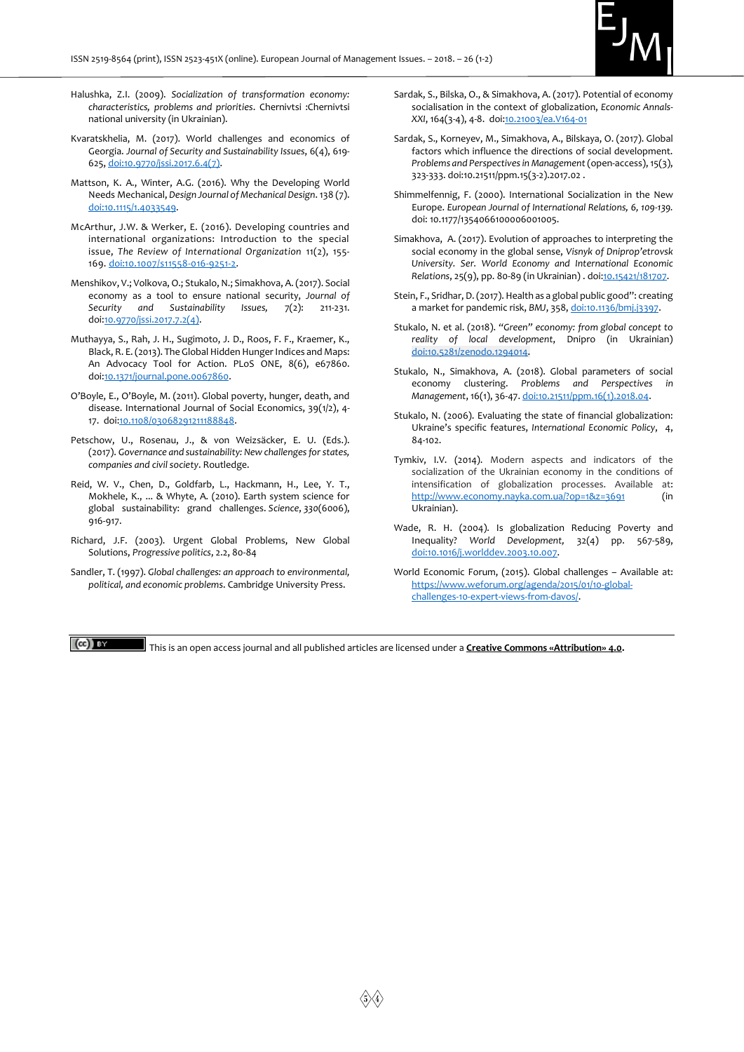Halushka, Z.I. (2009). *Socialization of transformation economy: characteristics, problems and priorities*. Chernivtsi :Chernivtsi national university (in Ukrainian).

Kvaratskhelia, M. (2017). World challenges and economics of Georgia. *Journal of Security and Sustainability Issues*, 6(4), 619-625, doi:10.9770/jssi.2017.6.4(7).

Mattson, K. A., Winter, A.G. (2016). Why the Developing World Needs Mechanical, *Design Journal of Mechanical Design*. 138 (7). doi:10.1115/1.4033549.

McArthur, J.W. & Werker, E. (2016). Developing countries and international organizations: Introduction to the special issue, *The Review of International Organization* 11(2), 155-169. doi:10.1007/s11558-016-9251-2.

Menshikov, V.; Volkova, O.; Stukalo, N.; Simakhova, A. (2017). Social economy as a tool to ensure national security, *Journal of Security and Sustainability Issues*, 7(2): 211-231. doi:10.9770/jssi.2017.7.2(4).

Muthayya, S., Rah, J. H., Sugimoto, J. D., Roos, F. F., Kraemer, K., Black, R. E. (2013). The Global Hidden Hunger Indices and Maps: An Advocacy Tool for Action. PLoS ONE, 8(6), e67860. doi:10.1371/journal.pone.0067860.

O'Boyle, E., O'Boyle, M. (2011). Global poverty, hunger, death, and disease. International Journal of Social Economics, 39(1/2), 4-17. doi:10.1108/03068291211188848.

Petschow, U., Rosenau, J., & von Weizsäcker, E. U. (Eds.). (2017). *Governance and sustainability: New challenges for states, companies and civil society*. Routledge.

Reid, W. V., Chen, D., Goldfarb, L., Hackmann, H., Lee, Y. T., Mokhele, K., ... & Whyte, A. (2010). Earth system science for global sustainability: grand challenges. *Science*, *330*(6006), 916-917.

Richard, J.F. (2003). Urgent Global Problems, New Global Solutions, *Progressive politics*, 2.2, 80-84

Sandler, T. (1997). *Global challenges: an approach to environmental, political, and economic problems*. Cambridge University Press.

Sardak, S., Bilska, O., & Simakhova, A. (2017). Potential of economy socialisation in the context of globalization, *Economic Annals-XXI*, 164(3-4), 4-8. doi:10.21003/ea.V164-01

Sardak, S., Korneyev, M., Simakhova, A., Bilskaya, O. (2017). Global factors which influence the directions of social development. *Problems and Perspectives in Management* (open-access), 15(3), 323-333. doi:10.21511/ppm.15(3-2).2017.02 .

Shimmelfennig, F. (2000). International Socialization in the New Europe. *European Journal of International Relations, 6, 109-139.* doi: 10.1177/1354066100006001005.

Simakhova, A. (2017). Evolution of approaches to interpreting the social economy in the global sense, *Visnyk of Dnipropʼetrovsk University. Ser. World Economy and International Economic Relations*, 25(9), pp. 80-89 (in Ukrainian) . doi:10.15421/181707.

Stein, F., Sridhar, D. (2017). Health as a global public good": creating a market for pandemic risk, *BMJ*, 358, doi:10.1136/bmj.j3397.

Stukalo, N. et al. (2018). *"Green" economy: from global concept to reality of local development*, Dnipro (in Ukrainian) doi:10.5281/zenodo.1294014.

Stukalo, N., Simakhova, A. (2018). Global parameters of social economy clustering. *Problems and Perspectives in Management*, 16(1), 36-47. doi:10.21511/ppm.16(1).2018.04.

Stukalo, N. (2006). Evaluating the state of financial globalization: Ukraine's specific features, *International Economic Policy*, 4, 84-102.

Tymkiv, I.V. (2014). Modern aspects and indicators of the socialization of the Ukrainian economy in the conditions of intensification of globalization processes. Available at: http://www.economy.nayka.com.ua/?op=1&z=3691 (in Ukrainian).

Wade, R. H. (2004). Is globalization Reducing Poverty and Inequality? *World Development,* 32(4) pp. 567-589, doi:10.1016/j.worlddev.2003.10.007.

World Economic Forum, (2015). Global challenges – Available at: https://www.weforum.org/agenda/2015/01/10-global-challenges-10-expert-views-from-davos/.

This is an open access journal and all published articles are licensed under a **Creative Commons «Attribution» 4.0.**